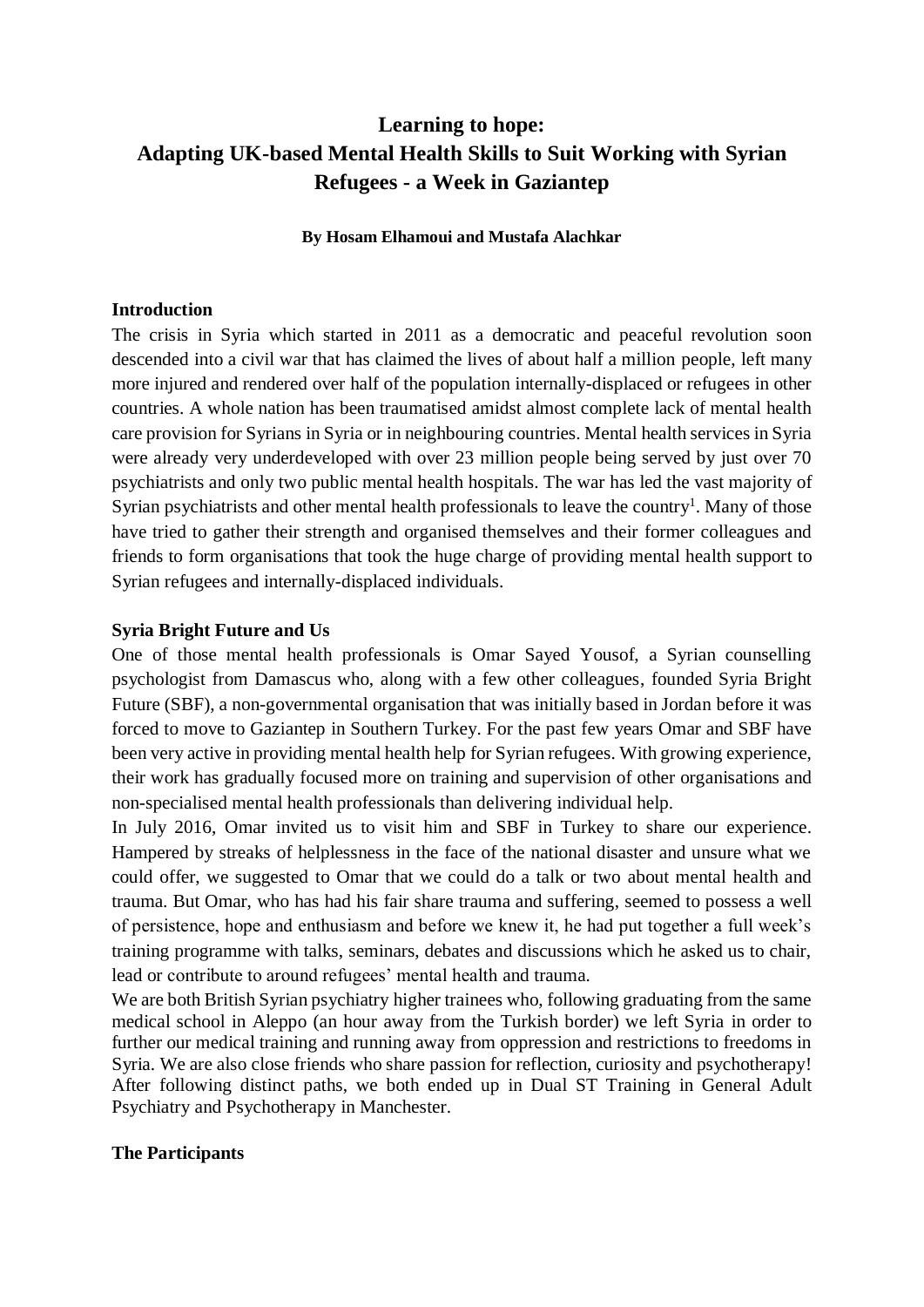# Learning to hope:
# Adapting UK-based Mental Health Skills to Suit Working with Syrian Refugees - a Week in Gaziantep

**By Hosam Elhamoui and Mustafa Alachkar**

## Introduction

The crisis in Syria which started in 2011 as a democratic and peaceful revolution soon descended into a civil war that has claimed the lives of about half a million people, left many more injured and rendered over half of the population internally-displaced or refugees in other countries. A whole nation has been traumatised amidst almost complete lack of mental health care provision for Syrians in Syria or in neighbouring countries. Mental health services in Syria were already very underdeveloped with over 23 million people being served by just over 70 psychiatrists and only two public mental health hospitals. The war has led the vast majority of Syrian psychiatrists and other mental health professionals to leave the country[1]. Many of those have tried to gather their strength and organised themselves and their former colleagues and friends to form organisations that took the huge charge of providing mental health support to Syrian refugees and internally-displaced individuals.

## Syria Bright Future and Us

One of those mental health professionals is Omar Sayed Yousof, a Syrian counselling psychologist from Damascus who, along with a few other colleagues, founded Syria Bright Future (SBF), a non-governmental organisation that was initially based in Jordan before it was forced to move to Gaziantep in Southern Turkey. For the past few years Omar and SBF have been very active in providing mental health help for Syrian refugees. With growing experience, their work has gradually focused more on training and supervision of other organisations and non-specialised mental health professionals than delivering individual help.

In July 2016, Omar invited us to visit him and SBF in Turkey to share our experience. Hampered by streaks of helplessness in the face of the national disaster and unsure what we could offer, we suggested to Omar that we could do a talk or two about mental health and trauma. But Omar, who has had his fair share trauma and suffering, seemed to possess a well of persistence, hope and enthusiasm and before we knew it, he had put together a full week's training programme with talks, seminars, debates and discussions which he asked us to chair, lead or contribute to around refugees' mental health and trauma.

We are both British Syrian psychiatry higher trainees who, following graduating from the same medical school in Aleppo (an hour away from the Turkish border) we left Syria in order to further our medical training and running away from oppression and restrictions to freedoms in Syria. We are also close friends who share passion for reflection, curiosity and psychotherapy! After following distinct paths, we both ended up in Dual ST Training in General Adult Psychiatry and Psychotherapy in Manchester.

## The Participants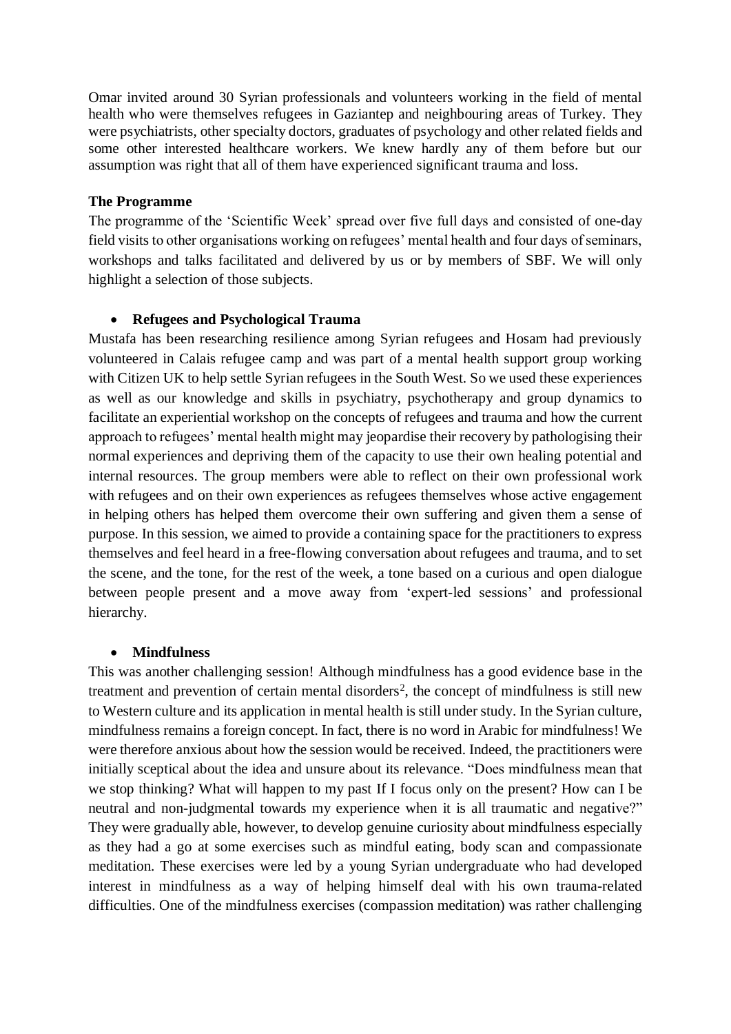Omar invited around 30 Syrian professionals and volunteers working in the field of mental health who were themselves refugees in Gaziantep and neighbouring areas of Turkey. They were psychiatrists, other specialty doctors, graduates of psychology and other related fields and some other interested healthcare workers. We knew hardly any of them before but our assumption was right that all of them have experienced significant trauma and loss.

**The Programme**

The programme of the 'Scientific Week' spread over five full days and consisted of one-day field visits to other organisations working on refugees' mental health and four days of seminars, workshops and talks facilitated and delivered by us or by members of SBF. We will only highlight a selection of those subjects.

- **Refugees and Psychological Trauma**

Mustafa has been researching resilience among Syrian refugees and Hosam had previously volunteered in Calais refugee camp and was part of a mental health support group working with Citizen UK to help settle Syrian refugees in the South West. So we used these experiences as well as our knowledge and skills in psychiatry, psychotherapy and group dynamics to facilitate an experiential workshop on the concepts of refugees and trauma and how the current approach to refugees' mental health might may jeopardise their recovery by pathologising their normal experiences and depriving them of the capacity to use their own healing potential and internal resources. The group members were able to reflect on their own professional work with refugees and on their own experiences as refugees themselves whose active engagement in helping others has helped them overcome their own suffering and given them a sense of purpose. In this session, we aimed to provide a containing space for the practitioners to express themselves and feel heard in a free-flowing conversation about refugees and trauma, and to set the scene, and the tone, for the rest of the week, a tone based on a curious and open dialogue between people present and a move away from 'expert-led sessions' and professional hierarchy.

- **Mindfulness**

This was another challenging session! Although mindfulness has a good evidence base in the treatment and prevention of certain mental disorders[2], the concept of mindfulness is still new to Western culture and its application in mental health is still under study. In the Syrian culture, mindfulness remains a foreign concept. In fact, there is no word in Arabic for mindfulness! We were therefore anxious about how the session would be received. Indeed, the practitioners were initially sceptical about the idea and unsure about its relevance. "Does mindfulness mean that we stop thinking? What will happen to my past If I focus only on the present? How can I be neutral and non-judgmental towards my experience when it is all traumatic and negative?" They were gradually able, however, to develop genuine curiosity about mindfulness especially as they had a go at some exercises such as mindful eating, body scan and compassionate meditation. These exercises were led by a young Syrian undergraduate who had developed interest in mindfulness as a way of helping himself deal with his own trauma-related difficulties. One of the mindfulness exercises (compassion meditation) was rather challenging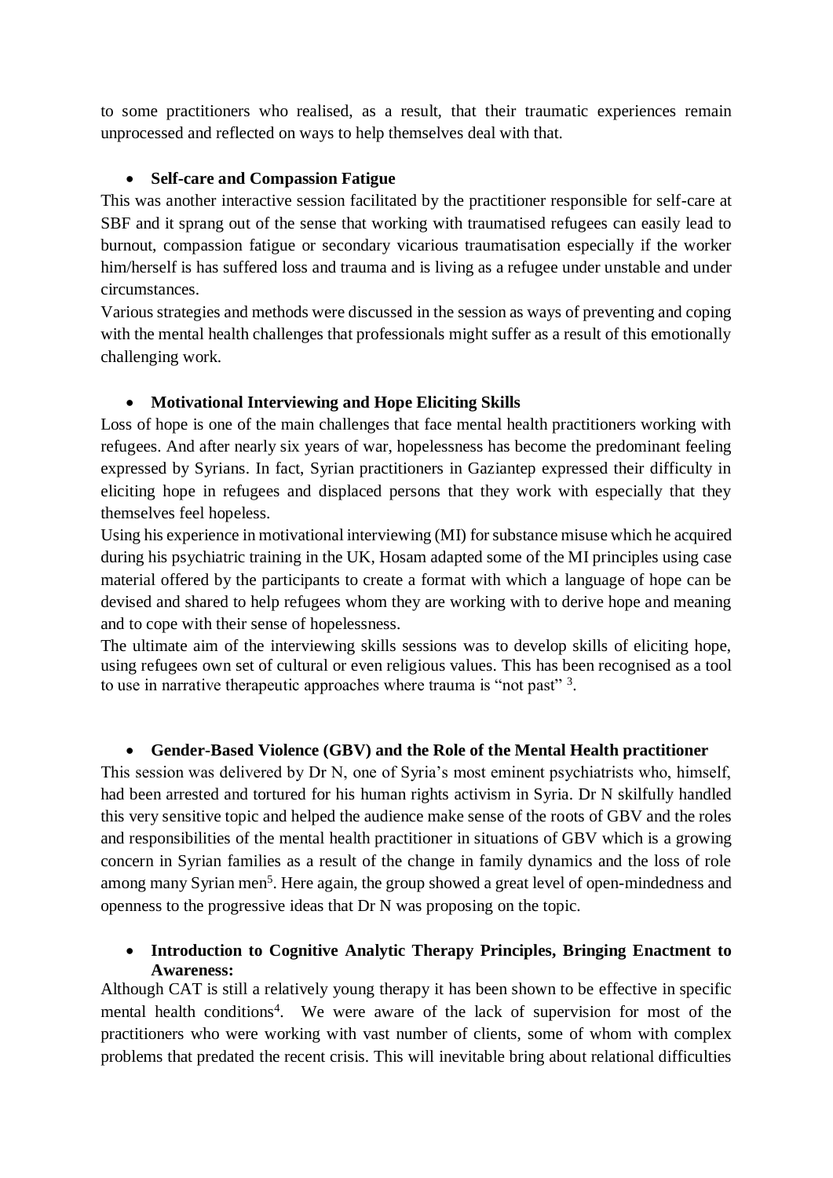to some practitioners who realised, as a result, that their traumatic experiences remain unprocessed and reflected on ways to help themselves deal with that.

- **Self-care and Compassion Fatigue**

This was another interactive session facilitated by the practitioner responsible for self-care at SBF and it sprang out of the sense that working with traumatised refugees can easily lead to burnout, compassion fatigue or secondary vicarious traumatisation especially if the worker him/herself is has suffered loss and trauma and is living as a refugee under unstable and under circumstances.

Various strategies and methods were discussed in the session as ways of preventing and coping with the mental health challenges that professionals might suffer as a result of this emotionally challenging work.

- **Motivational Interviewing and Hope Eliciting Skills**

Loss of hope is one of the main challenges that face mental health practitioners working with refugees. And after nearly six years of war, hopelessness has become the predominant feeling expressed by Syrians. In fact, Syrian practitioners in Gaziantep expressed their difficulty in eliciting hope in refugees and displaced persons that they work with especially that they themselves feel hopeless.

Using his experience in motivational interviewing (MI) for substance misuse which he acquired during his psychiatric training in the UK, Hosam adapted some of the MI principles using case material offered by the participants to create a format with which a language of hope can be devised and shared to help refugees whom they are working with to derive hope and meaning and to cope with their sense of hopelessness.

The ultimate aim of the interviewing skills sessions was to develop skills of eliciting hope, using refugees own set of cultural or even religious values. This has been recognised as a tool to use in narrative therapeutic approaches where trauma is "not past" [3].

- **Gender-Based Violence (GBV) and the Role of the Mental Health practitioner**

This session was delivered by Dr N, one of Syria's most eminent psychiatrists who, himself, had been arrested and tortured for his human rights activism in Syria. Dr N skilfully handled this very sensitive topic and helped the audience make sense of the roots of GBV and the roles and responsibilities of the mental health practitioner in situations of GBV which is a growing concern in Syrian families as a result of the change in family dynamics and the loss of role among many Syrian men[5]. Here again, the group showed a great level of open-mindedness and openness to the progressive ideas that Dr N was proposing on the topic.

- **Introduction to Cognitive Analytic Therapy Principles, Bringing Enactment to Awareness:**

Although CAT is still a relatively young therapy it has been shown to be effective in specific mental health conditions[4]. We were aware of the lack of supervision for most of the practitioners who were working with vast number of clients, some of whom with complex problems that predated the recent crisis. This will inevitable bring about relational difficulties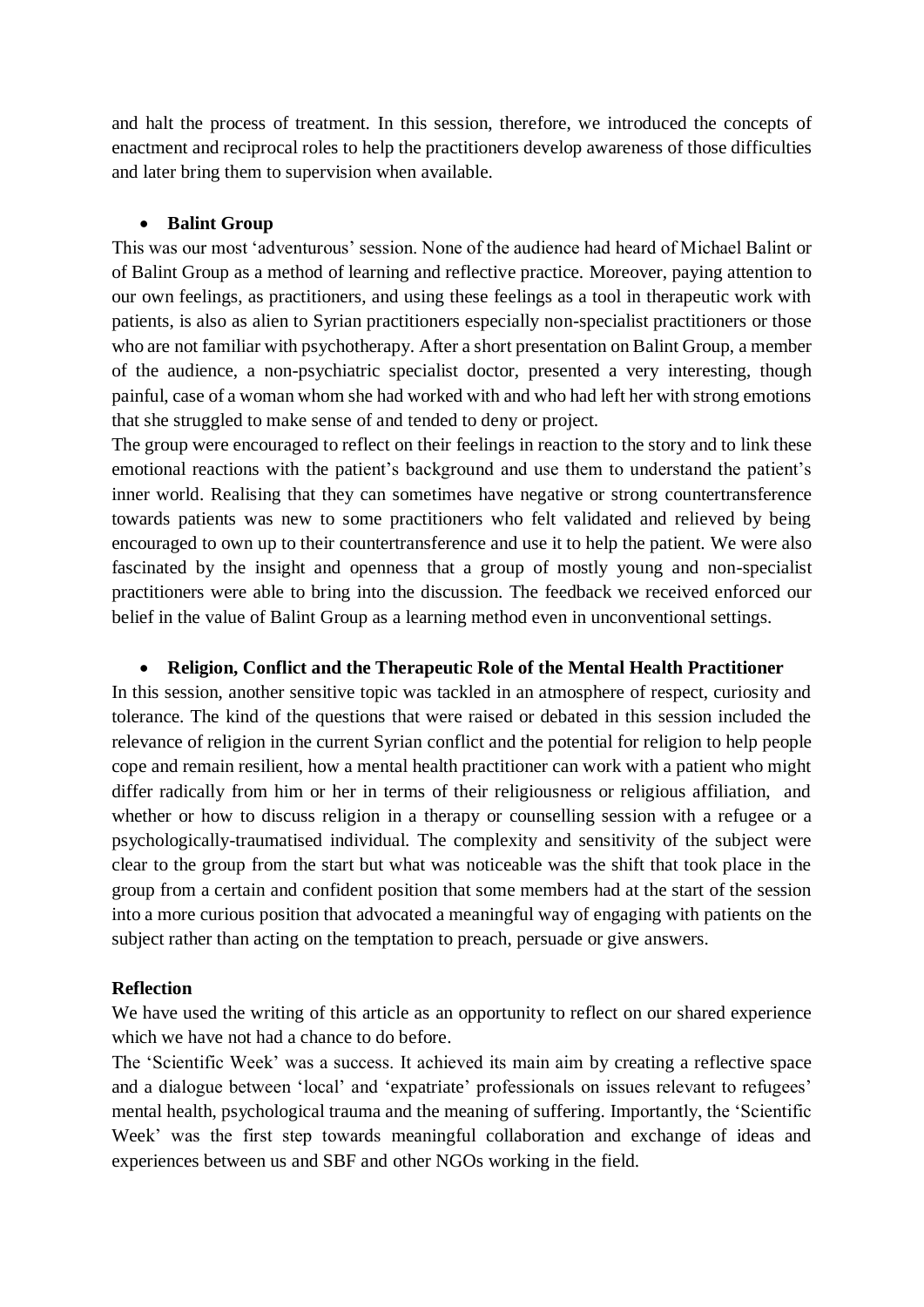and halt the process of treatment. In this session, therefore, we introduced the concepts of enactment and reciprocal roles to help the practitioners develop awareness of those difficulties and later bring them to supervision when available.

- **Balint Group**

This was our most 'adventurous' session. None of the audience had heard of Michael Balint or of Balint Group as a method of learning and reflective practice. Moreover, paying attention to our own feelings, as practitioners, and using these feelings as a tool in therapeutic work with patients, is also as alien to Syrian practitioners especially non-specialist practitioners or those who are not familiar with psychotherapy. After a short presentation on Balint Group, a member of the audience, a non-psychiatric specialist doctor, presented a very interesting, though painful, case of a woman whom she had worked with and who had left her with strong emotions that she struggled to make sense of and tended to deny or project.

The group were encouraged to reflect on their feelings in reaction to the story and to link these emotional reactions with the patient's background and use them to understand the patient's inner world. Realising that they can sometimes have negative or strong countertransference towards patients was new to some practitioners who felt validated and relieved by being encouraged to own up to their countertransference and use it to help the patient. We were also fascinated by the insight and openness that a group of mostly young and non-specialist practitioners were able to bring into the discussion. The feedback we received enforced our belief in the value of Balint Group as a learning method even in unconventional settings.

- **Religion, Conflict and the Therapeutic Role of the Mental Health Practitioner**

In this session, another sensitive topic was tackled in an atmosphere of respect, curiosity and tolerance. The kind of the questions that were raised or debated in this session included the relevance of religion in the current Syrian conflict and the potential for religion to help people cope and remain resilient, how a mental health practitioner can work with a patient who might differ radically from him or her in terms of their religiousness or religious affiliation, and whether or how to discuss religion in a therapy or counselling session with a refugee or a psychologically-traumatised individual. The complexity and sensitivity of the subject were clear to the group from the start but what was noticeable was the shift that took place in the group from a certain and confident position that some members had at the start of the session into a more curious position that advocated a meaningful way of engaging with patients on the subject rather than acting on the temptation to preach, persuade or give answers.

**Reflection**

We have used the writing of this article as an opportunity to reflect on our shared experience which we have not had a chance to do before.

The 'Scientific Week' was a success. It achieved its main aim by creating a reflective space and a dialogue between 'local' and 'expatriate' professionals on issues relevant to refugees' mental health, psychological trauma and the meaning of suffering. Importantly, the 'Scientific Week' was the first step towards meaningful collaboration and exchange of ideas and experiences between us and SBF and other NGOs working in the field.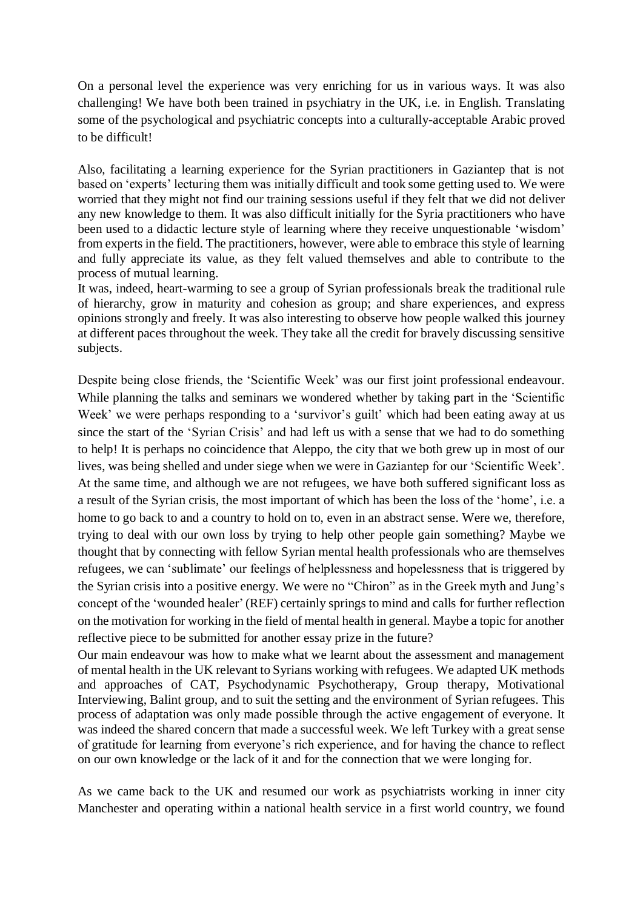On a personal level the experience was very enriching for us in various ways. It was also challenging! We have both been trained in psychiatry in the UK, i.e. in English. Translating some of the psychological and psychiatric concepts into a culturally-acceptable Arabic proved to be difficult!

Also, facilitating a learning experience for the Syrian practitioners in Gaziantep that is not based on 'experts' lecturing them was initially difficult and took some getting used to. We were worried that they might not find our training sessions useful if they felt that we did not deliver any new knowledge to them. It was also difficult initially for the Syria practitioners who have been used to a didactic lecture style of learning where they receive unquestionable 'wisdom' from experts in the field. The practitioners, however, were able to embrace this style of learning and fully appreciate its value, as they felt valued themselves and able to contribute to the process of mutual learning.
It was, indeed, heart-warming to see a group of Syrian professionals break the traditional rule of hierarchy, grow in maturity and cohesion as group; and share experiences, and express opinions strongly and freely. It was also interesting to observe how people walked this journey at different paces throughout the week. They take all the credit for bravely discussing sensitive subjects.

Despite being close friends, the 'Scientific Week' was our first joint professional endeavour. While planning the talks and seminars we wondered whether by taking part in the 'Scientific Week' we were perhaps responding to a 'survivor's guilt' which had been eating away at us since the start of the 'Syrian Crisis' and had left us with a sense that we had to do something to help! It is perhaps no coincidence that Aleppo, the city that we both grew up in most of our lives, was being shelled and under siege when we were in Gaziantep for our 'Scientific Week'. At the same time, and although we are not refugees, we have both suffered significant loss as a result of the Syrian crisis, the most important of which has been the loss of the 'home', i.e. a home to go back to and a country to hold on to, even in an abstract sense. Were we, therefore, trying to deal with our own loss by trying to help other people gain something? Maybe we thought that by connecting with fellow Syrian mental health professionals who are themselves refugees, we can 'sublimate' our feelings of helplessness and hopelessness that is triggered by the Syrian crisis into a positive energy. We were no "Chiron" as in the Greek myth and Jung's concept of the 'wounded healer' (REF) certainly springs to mind and calls for further reflection on the motivation for working in the field of mental health in general. Maybe a topic for another reflective piece to be submitted for another essay prize in the future?
Our main endeavour was how to make what we learnt about the assessment and management of mental health in the UK relevant to Syrians working with refugees. We adapted UK methods and approaches of CAT, Psychodynamic Psychotherapy, Group therapy, Motivational Interviewing, Balint group, and to suit the setting and the environment of Syrian refugees. This process of adaptation was only made possible through the active engagement of everyone. It was indeed the shared concern that made a successful week. We left Turkey with a great sense of gratitude for learning from everyone's rich experience, and for having the chance to reflect on our own knowledge or the lack of it and for the connection that we were longing for.

As we came back to the UK and resumed our work as psychiatrists working in inner city Manchester and operating within a national health service in a first world country, we found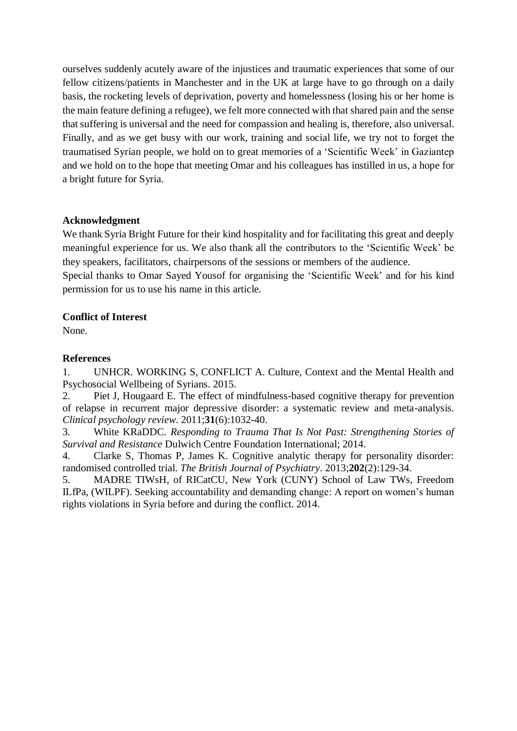ourselves suddenly acutely aware of the injustices and traumatic experiences that some of our fellow citizens/patients in Manchester and in the UK at large have to go through on a daily basis, the rocketing levels of deprivation, poverty and homelessness (losing his or her home is the main feature defining a refugee), we felt more connected with that shared pain and the sense that suffering is universal and the need for compassion and healing is, therefore, also universal. Finally, and as we get busy with our work, training and social life, we try not to forget the traumatised Syrian people, we hold on to great memories of a 'Scientific Week' in Gaziantep and we hold on to the hope that meeting Omar and his colleagues has instilled in us, a hope for a bright future for Syria.

**Acknowledgment**

We thank Syria Bright Future for their kind hospitality and for facilitating this great and deeply meaningful experience for us. We also thank all the contributors to the 'Scientific Week' be they speakers, facilitators, chairpersons of the sessions or members of the audience.
Special thanks to Omar Sayed Yousof for organising the 'Scientific Week' and for his kind permission for us to use his name in this article.

**Conflict of Interest**

None.

**References**

1. UNHCR. WORKING S, CONFLICT A. Culture, Context and the Mental Health and Psychosocial Wellbeing of Syrians. 2015.
2. Piet J, Hougaard E. The effect of mindfulness-based cognitive therapy for prevention of relapse in recurrent major depressive disorder: a systematic review and meta-analysis. *Clinical psychology review*. 2011;**31**(6):1032-40.
3. White KRaDDC. *Responding to Trauma That Is Not Past: Strengthening Stories of Survival and Resistance* Dulwich Centre Foundation International; 2014.
4. Clarke S, Thomas P, James K. Cognitive analytic therapy for personality disorder: randomised controlled trial. *The British Journal of Psychiatry*. 2013;**202**(2):129-34.
5. MADRE TIWsH, of RICatCU, New York (CUNY) School of Law TWs, Freedom ILfPa, (WILPF). Seeking accountability and demanding change: A report on women's human rights violations in Syria before and during the conflict. 2014.